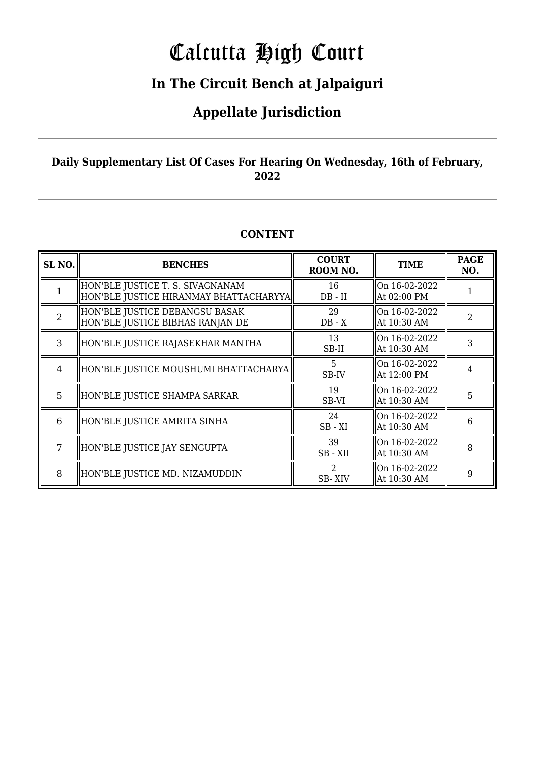# Calcutta High Court

## In The Circuit Bench at Jalpaiguri

## Appellate Jurisdiction

**Daily Supplementary List Of Cases For Hearing On Wednesday, 16th of February, 2022**

### CONTENT

| SL NO. | BENCHES | COURT ROOM NO. | TIME | PAGE NO. |
|---|---|---|---|---|
| 1 | HON'BLE JUSTICE T. S. SIVAGNANAM<br>HON'BLE JUSTICE HIRANMAY BHATTACHARYYA | 16<br>DB - II | On 16-02-2022<br>At 02:00 PM | 1 |
| 2 | HON'BLE JUSTICE DEBANGSU BASAK<br>HON'BLE JUSTICE BIBHAS RANJAN DE | 29<br>DB - X | On 16-02-2022<br>At 10:30 AM | 2 |
| 3 | HON'BLE JUSTICE RAJASEKHAR MANTHA | 13<br>SB-II | On 16-02-2022<br>At 10:30 AM | 3 |
| 4 | HON'BLE JUSTICE MOUSHUMI BHATTACHARYA | 5<br>SB-IV | On 16-02-2022<br>At 12:00 PM | 4 |
| 5 | HON'BLE JUSTICE SHAMPA SARKAR | 19<br>SB-VI | On 16-02-2022<br>At 10:30 AM | 5 |
| 6 | HON'BLE JUSTICE AMRITA SINHA | 24<br>SB - XI | On 16-02-2022<br>At 10:30 AM | 6 |
| 7 | HON'BLE JUSTICE JAY SENGUPTA | 39<br>SB - XII | On 16-02-2022<br>At 10:30 AM | 8 |
| 8 | HON'BLE JUSTICE MD. NIZAMUDDIN | 2<br>SB- XIV | On 16-02-2022<br>At 10:30 AM | 9 |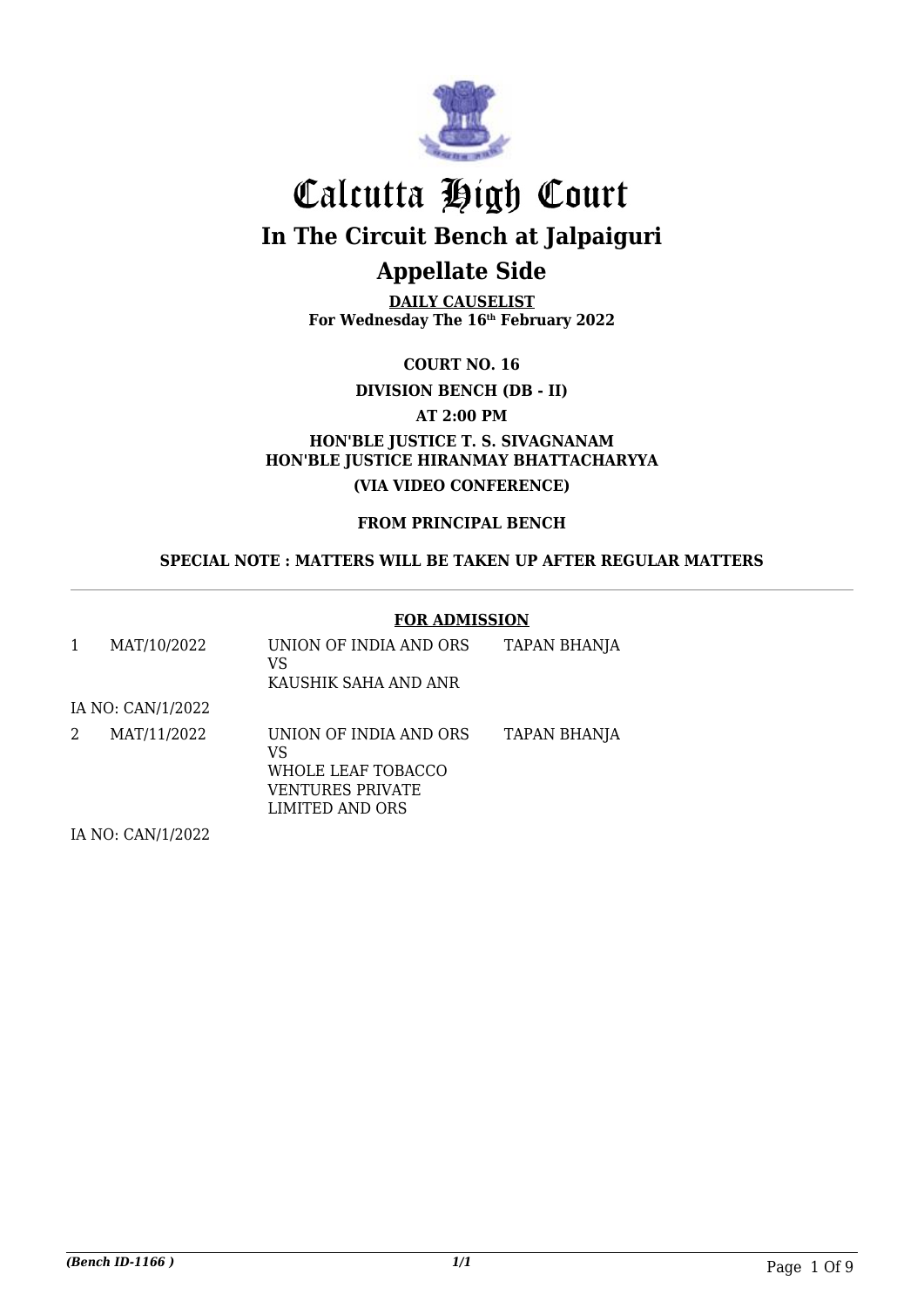# Calcutta High Court

## In The Circuit Bench at Jalpaiguri

## Appellate Side

**DAILY CAUSELIST**
**For Wednesday The 16th February 2022**

**COURT NO. 16**

**DIVISION BENCH (DB - II)**

**AT 2:00 PM**

**HON'BLE JUSTICE T. S. SIVAGNANAM**
**HON'BLE JUSTICE HIRANMAY BHATTACHARYYA**

**(VIA VIDEO CONFERENCE)**

**FROM PRINCIPAL BENCH**

**SPECIAL NOTE : MATTERS WILL BE TAKEN UP AFTER REGULAR MATTERS**

---

**FOR ADMISSION**

| | | | |
|---|---|---|---|
| 1 | MAT/10/2022 | UNION OF INDIA AND ORS<br>VS<br>KAUSHIK SAHA AND ANR | TAPAN BHANJA |
| | IA NO: CAN/1/2022 | | |
| 2 | MAT/11/2022 | UNION OF INDIA AND ORS<br>VS<br>WHOLE LEAF TOBACCO VENTURES PRIVATE LIMITED AND ORS | TAPAN BHANJA |
| | IA NO: CAN/1/2022 | | |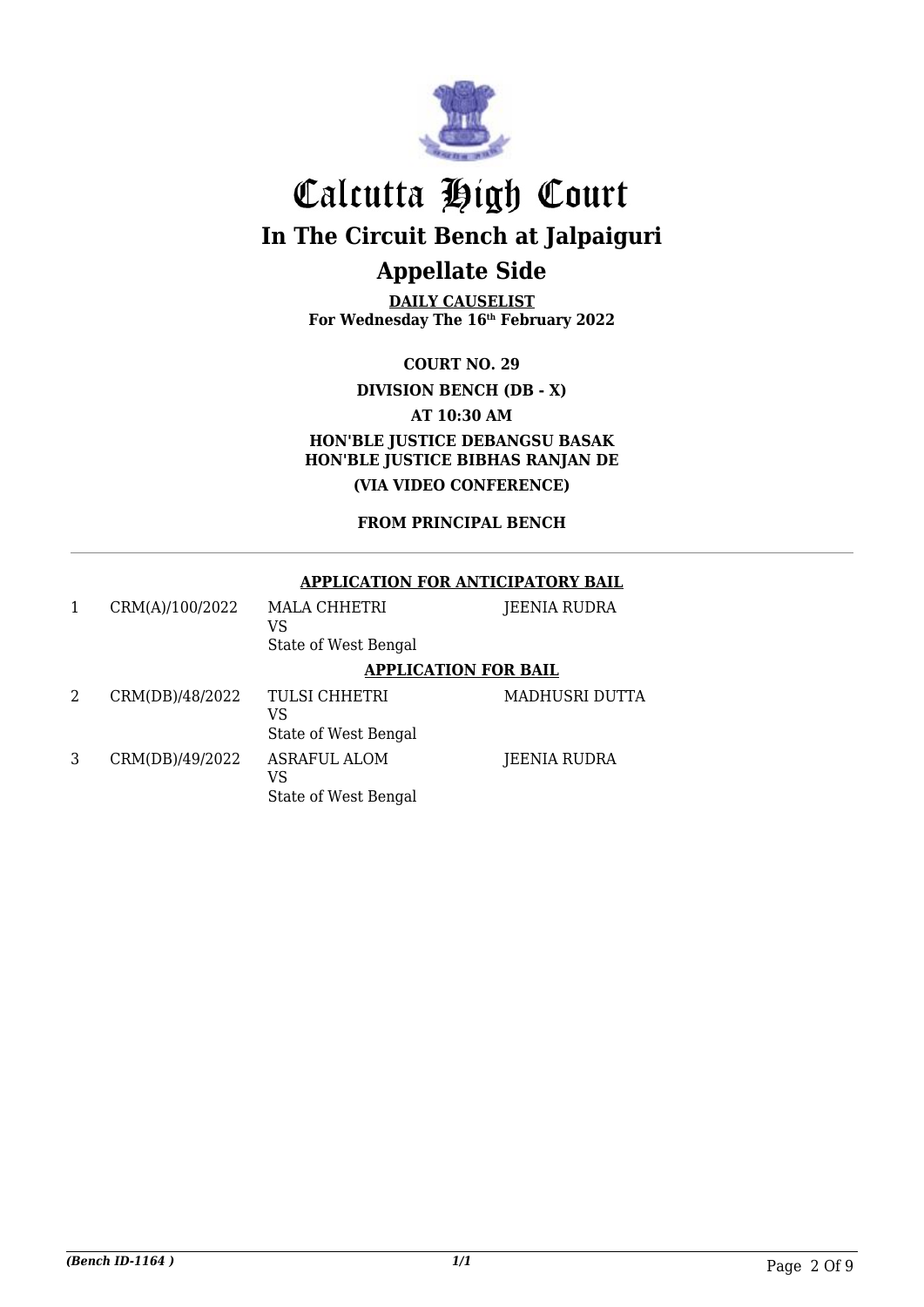# Calcutta High Court

## In The Circuit Bench at Jalpaiguri

## Appellate Side

**DAILY CAUSELIST**
**For Wednesday The 16th February 2022**

**COURT NO. 29**

**DIVISION BENCH (DB - X)**

**AT 10:30 AM**

**HON'BLE JUSTICE DEBANGSU BASAK**
**HON'BLE JUSTICE BIBHAS RANJAN DE**

**(VIA VIDEO CONFERENCE)**

**FROM PRINCIPAL BENCH**

**APPLICATION FOR ANTICIPATORY BAIL**

| | | | |
|---|---|---|---|
| 1 | CRM(A)/100/2022 | MALA CHHETRI<br>VS<br>State of West Bengal | JEENIA RUDRA |

**APPLICATION FOR BAIL**

| | | | |
|---|---|---|---|
| 2 | CRM(DB)/48/2022 | TULSI CHHETRI<br>VS<br>State of West Bengal | MADHUSRI DUTTA |
| 3 | CRM(DB)/49/2022 | ASRAFUL ALOM<br>VS<br>State of West Bengal | JEENIA RUDRA |

*(Bench ID-1164 )* 1/1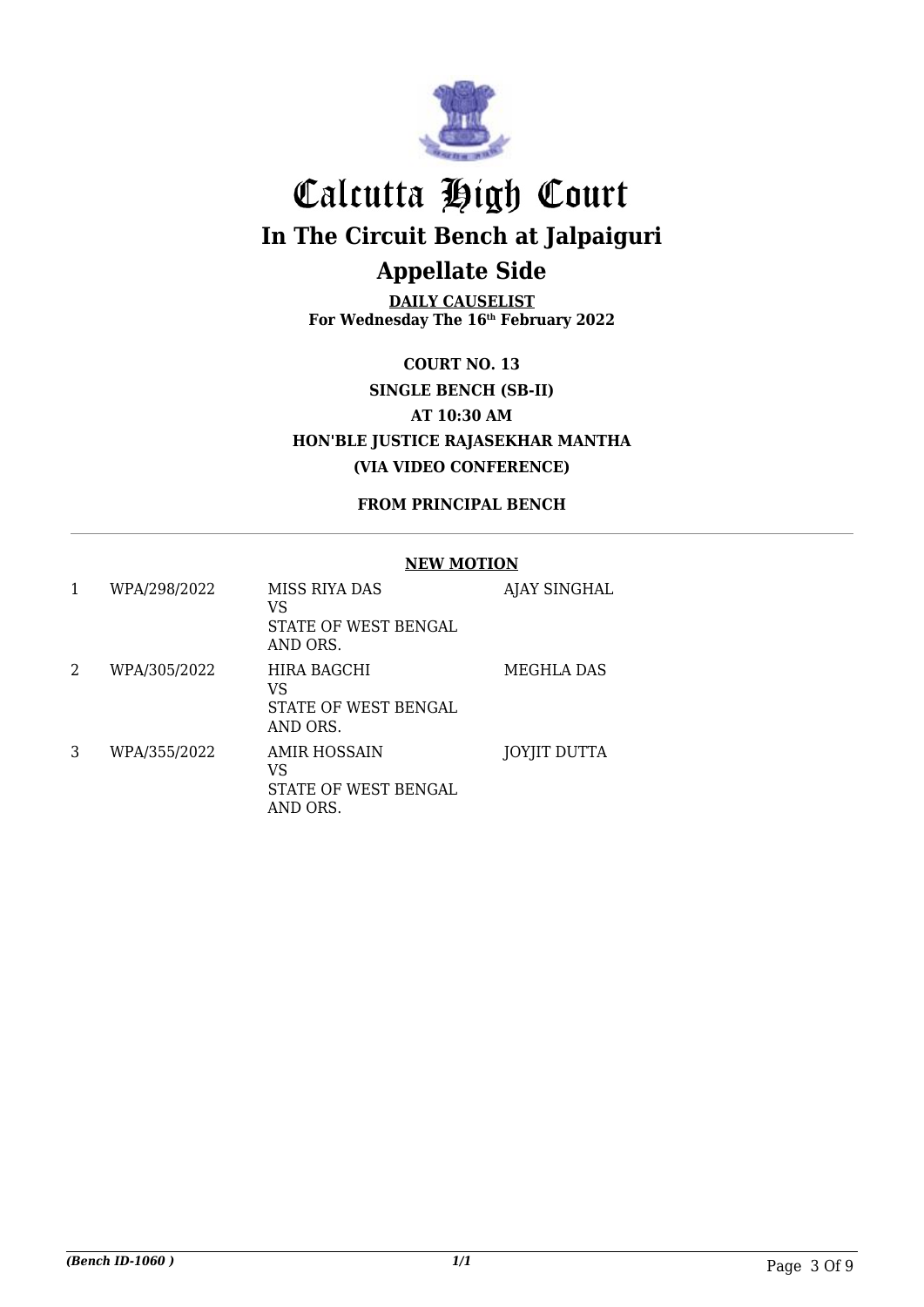# Calcutta High Court

## In The Circuit Bench at Jalpaiguri

## Appellate Side

**DAILY CAUSELIST**
**For Wednesday The 16th February 2022**

**COURT NO. 13**

**SINGLE BENCH (SB-II)**

**AT 10:30 AM**

**HON'BLE JUSTICE RAJASEKHAR MANTHA**

**(VIA VIDEO CONFERENCE)**

**FROM PRINCIPAL BENCH**

**NEW MOTION**

| | | | |
|---|---|---|---|
| 1 | WPA/298/2022 | MISS RIYA DAS<br>VS<br>STATE OF WEST BENGAL AND ORS. | AJAY SINGHAL |
| 2 | WPA/305/2022 | HIRA BAGCHI<br>VS<br>STATE OF WEST BENGAL AND ORS. | MEGHLA DAS |
| 3 | WPA/355/2022 | AMIR HOSSAIN<br>VS<br>STATE OF WEST BENGAL AND ORS. | JOYJIT DUTTA |

*(Bench ID-1060 )*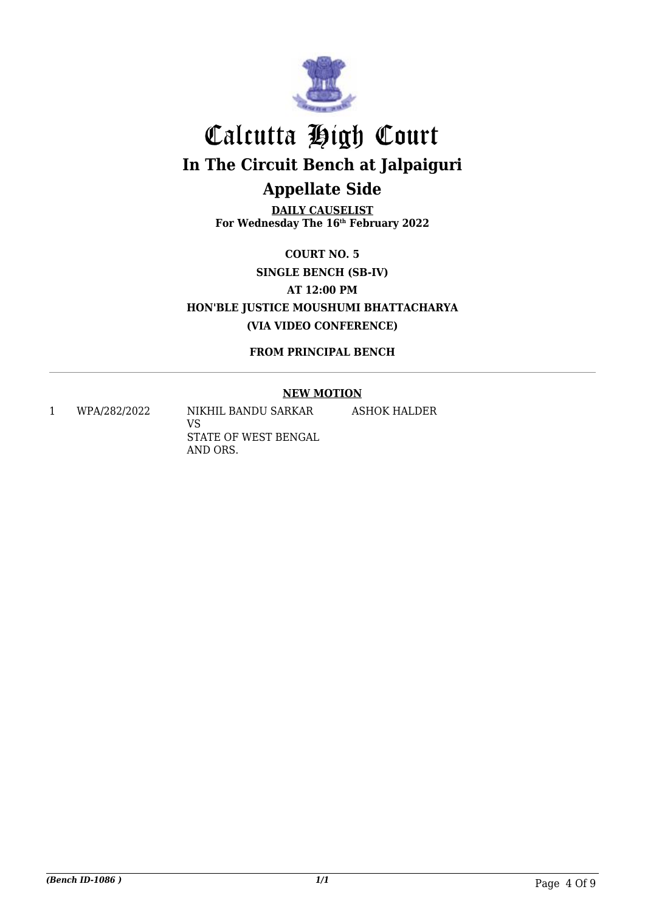# Calcutta High Court

## In The Circuit Bench at Jalpaiguri

## Appellate Side

**DAILY CAUSELIST**
**For Wednesday The 16th February 2022**

**COURT NO. 5**

**SINGLE BENCH (SB-IV)**

**AT 12:00 PM**

**HON'BLE JUSTICE MOUSHUMI BHATTACHARYA**

**(VIA VIDEO CONFERENCE)**

**FROM PRINCIPAL BENCH**

---

**NEW MOTION**

| | | | |
|---|---|---|---|
| 1 | WPA/282/2022 | NIKHIL BANDU SARKAR<br>VS<br>STATE OF WEST BENGAL AND ORS. | ASHOK HALDER |

*(Bench ID-1086 )*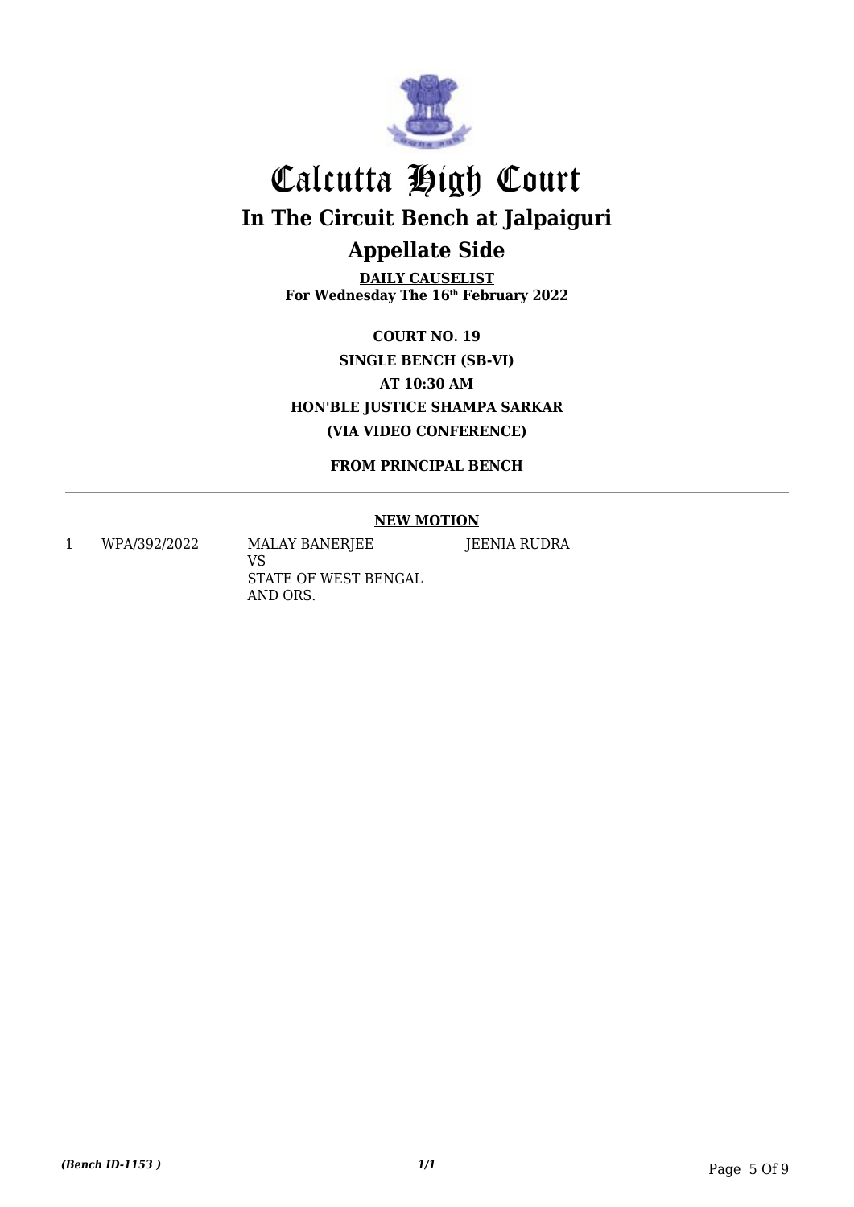# Calcutta High Court

## In The Circuit Bench at Jalpaiguri

## Appellate Side

**DAILY CAUSELIST**
**For Wednesday The 16th February 2022**

**COURT NO. 19**

**SINGLE BENCH (SB-VI)**

**AT 10:30 AM**

**HON'BLE JUSTICE SHAMPA SARKAR**

**(VIA VIDEO CONFERENCE)**

**FROM PRINCIPAL BENCH**

---

**NEW MOTION**

| | | | |
|---|---|---|---|
| 1 | WPA/392/2022 | MALAY BANERJEE<br>VS<br>STATE OF WEST BENGAL AND ORS. | JEENIA RUDRA |

*(Bench ID-1153 )* *1/1*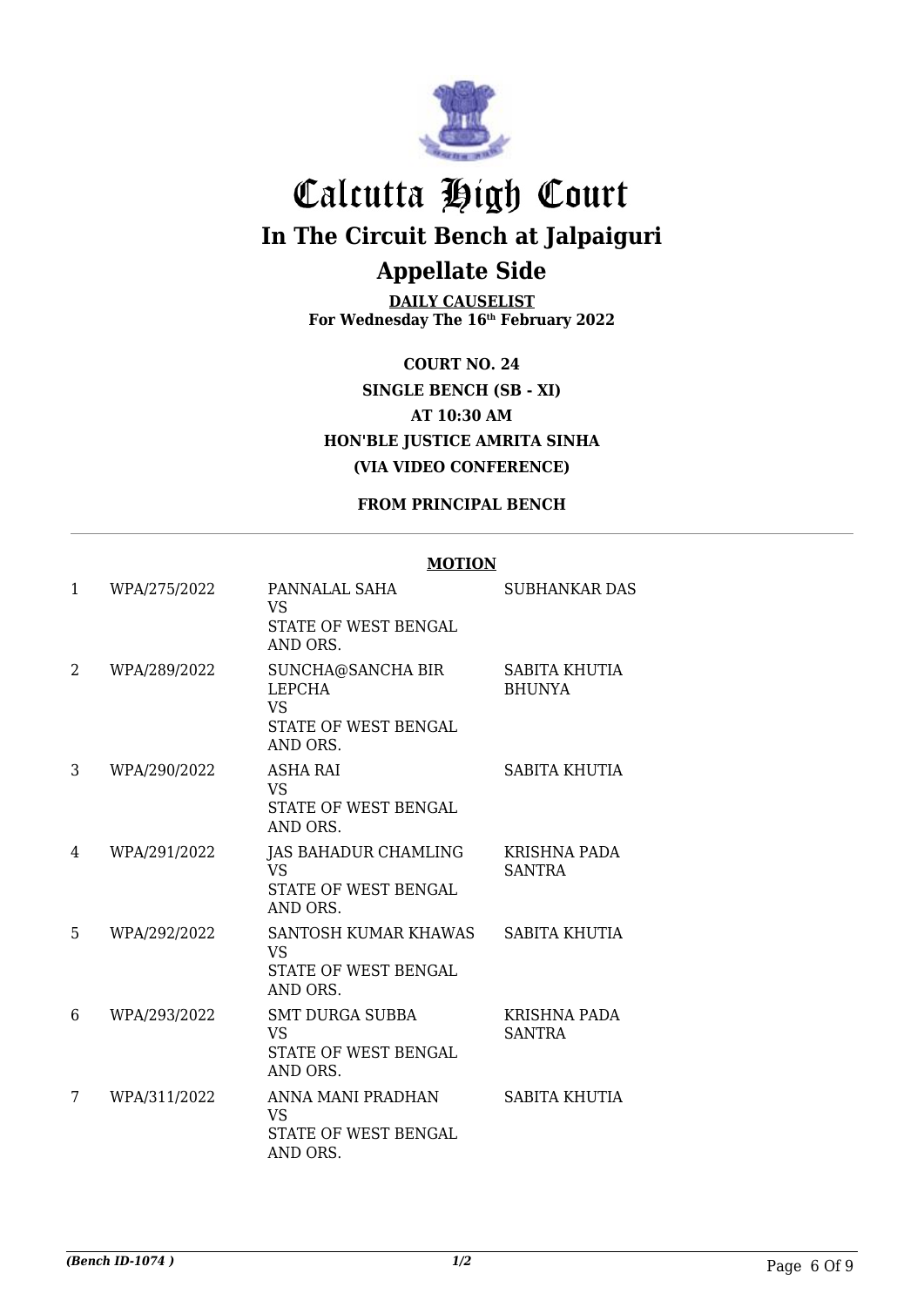# Calcutta High Court

## In The Circuit Bench at Jalpaiguri

## Appellate Side

**DAILY CAUSELIST**
**For Wednesday The 16th February 2022**

**COURT NO. 24**
**SINGLE BENCH (SB - XI)**
**AT 10:30 AM**
**HON'BLE JUSTICE AMRITA SINHA**
**(VIA VIDEO CONFERENCE)**

**FROM PRINCIPAL BENCH**

**MOTION**

| | | | |
|---|---|---|---|
| 1 | WPA/275/2022 | PANNALAL SAHA VS STATE OF WEST BENGAL AND ORS. | SUBHANKAR DAS |
| 2 | WPA/289/2022 | SUNCHA@SANCHA BIR LEPCHA VS STATE OF WEST BENGAL AND ORS. | SABITA KHUTIA BHUNYA |
| 3 | WPA/290/2022 | ASHA RAI VS STATE OF WEST BENGAL AND ORS. | SABITA KHUTIA |
| 4 | WPA/291/2022 | JAS BAHADUR CHAMLING VS STATE OF WEST BENGAL AND ORS. | KRISHNA PADA SANTRA |
| 5 | WPA/292/2022 | SANTOSH KUMAR KHAWAS VS STATE OF WEST BENGAL AND ORS. | SABITA KHUTIA |
| 6 | WPA/293/2022 | SMT DURGA SUBBA VS STATE OF WEST BENGAL AND ORS. | KRISHNA PADA SANTRA |
| 7 | WPA/311/2022 | ANNA MANI PRADHAN VS STATE OF WEST BENGAL AND ORS. | SABITA KHUTIA |

*(Bench ID-1074 )* 1/2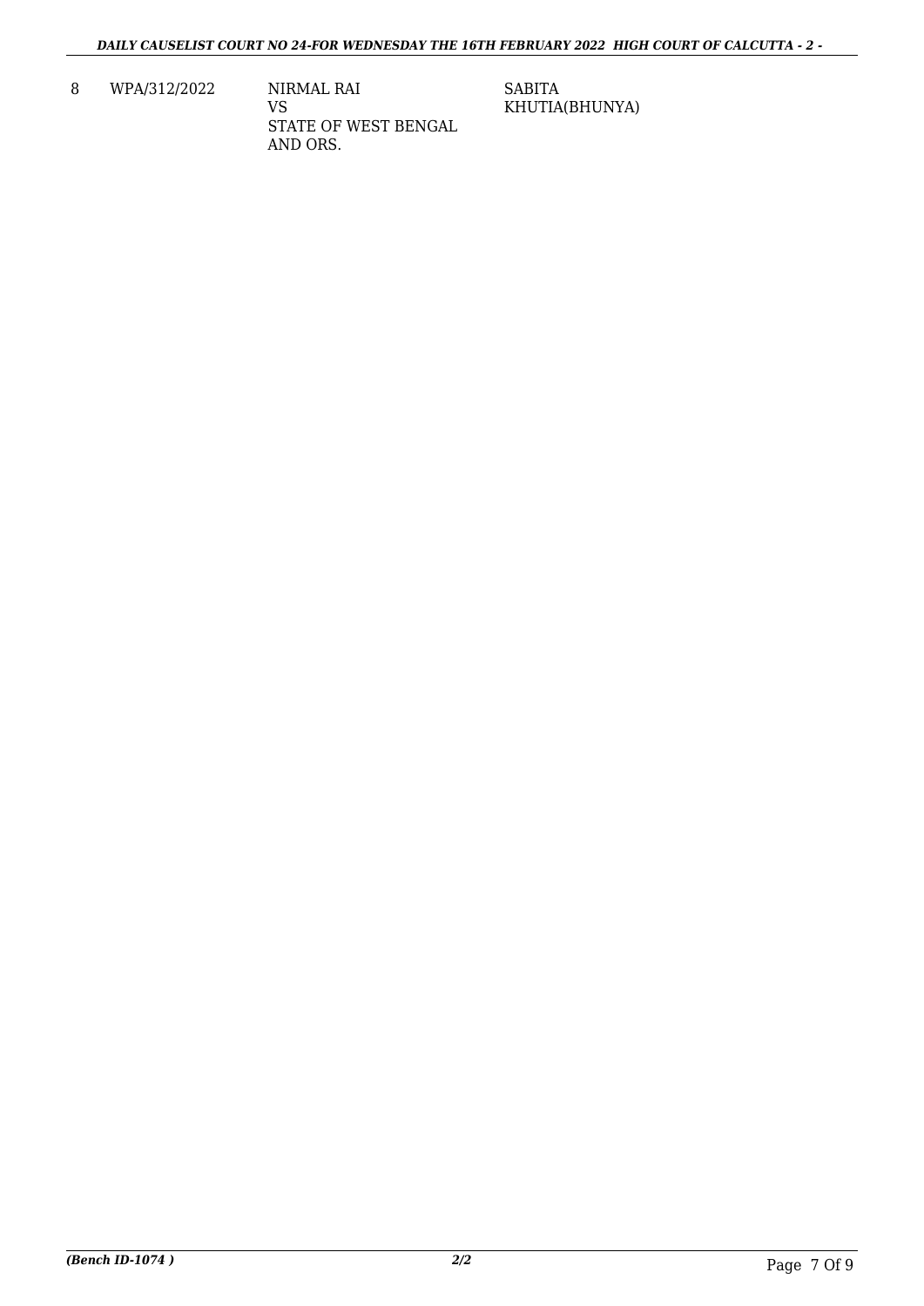| 8 | WPA/312/2022 | NIRMAL RAI<br>VS<br>STATE OF WEST BENGAL AND ORS. | SABITA KHUTIA(BHUNYA) |
|---|---|---|---|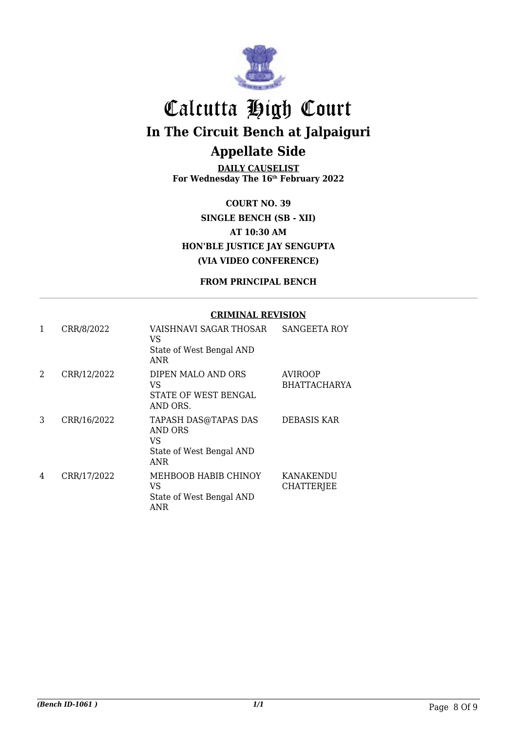# Calcutta High Court

## In The Circuit Bench at Jalpaiguri

## Appellate Side

**DAILY CAUSELIST**
**For Wednesday The 16th February 2022**

**COURT NO. 39**
**SINGLE BENCH (SB - XII)**
**AT 10:30 AM**
**HON'BLE JUSTICE JAY SENGUPTA**
**(VIA VIDEO CONFERENCE)**

**FROM PRINCIPAL BENCH**

**CRIMINAL REVISION**

| | | | |
|---|---|---|---|
| 1 | CRR/8/2022 | VAISHNAVI SAGAR THOSAR VS State of West Bengal AND ANR | SANGEETA ROY |
| 2 | CRR/12/2022 | DIPEN MALO AND ORS VS STATE OF WEST BENGAL AND ORS. | AVIROOP BHATTACHARYA |
| 3 | CRR/16/2022 | TAPASH DAS@TAPAS DAS AND ORS VS State of West Bengal AND ANR | DEBASIS KAR |
| 4 | CRR/17/2022 | MEHBOOB HABIB CHINOY VS State of West Bengal AND ANR | KANAKENDU CHATTERJEE |

*(Bench ID-1061 )* 1/1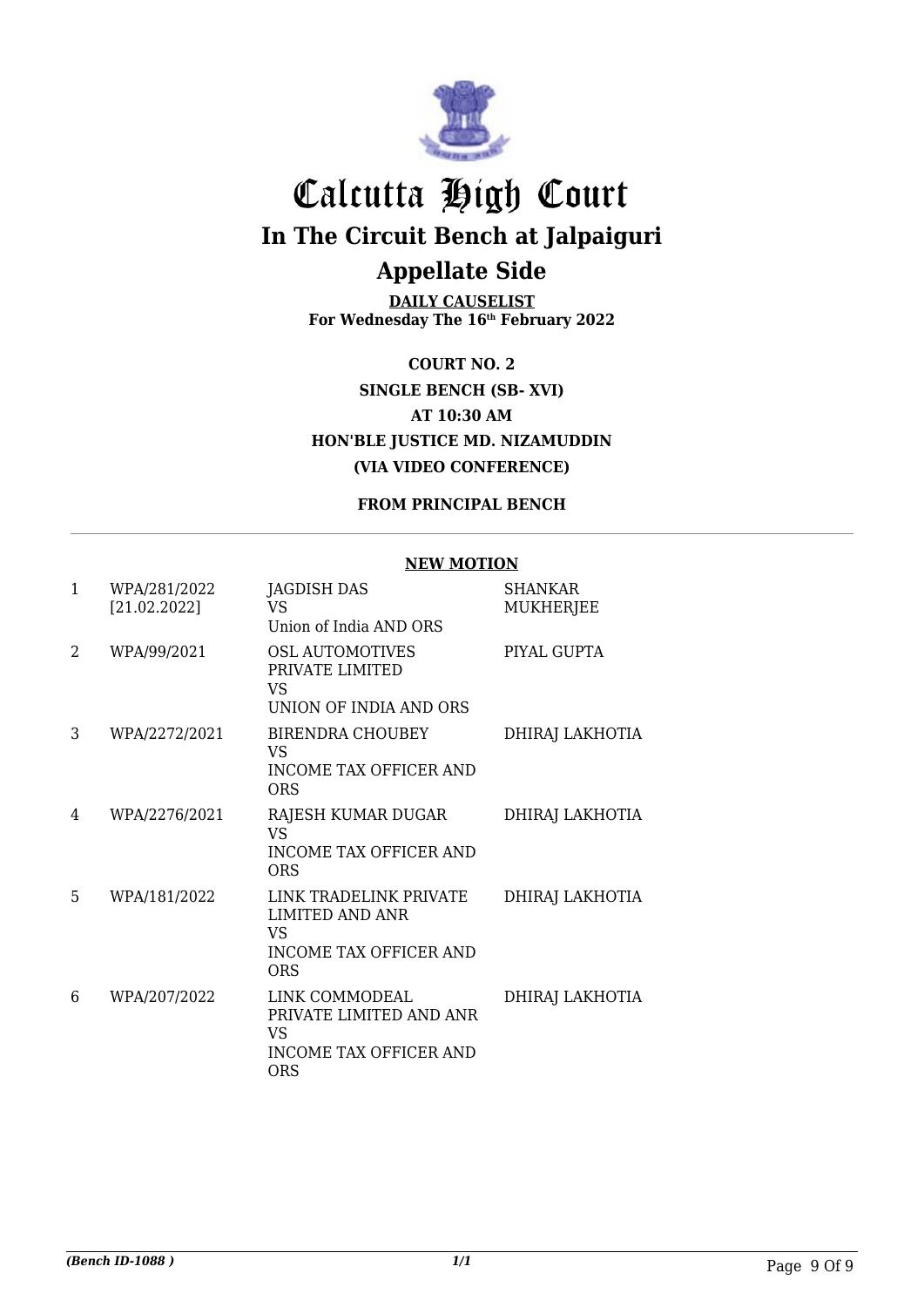# Calcutta High Court

## In The Circuit Bench at Jalpaiguri

## Appellate Side

**DAILY CAUSELIST**
**For Wednesday The 16th February 2022**

**COURT NO. 2**
**SINGLE BENCH (SB- XVI)**
**AT 10:30 AM**
**HON'BLE JUSTICE MD. NIZAMUDDIN**
**(VIA VIDEO CONFERENCE)**

**FROM PRINCIPAL BENCH**

**NEW MOTION**

| | | | |
|---|---|---|---|
| 1 | WPA/281/2022 [21.02.2022] | JAGDISH DAS VS Union of India AND ORS | SHANKAR MUKHERJEE |
| 2 | WPA/99/2021 | OSL AUTOMOTIVES PRIVATE LIMITED VS UNION OF INDIA AND ORS | PIYAL GUPTA |
| 3 | WPA/2272/2021 | BIRENDRA CHOUBEY VS INCOME TAX OFFICER AND ORS | DHIRAJ LAKHOTIA |
| 4 | WPA/2276/2021 | RAJESH KUMAR DUGAR VS INCOME TAX OFFICER AND ORS | DHIRAJ LAKHOTIA |
| 5 | WPA/181/2022 | LINK TRADELINK PRIVATE LIMITED AND ANR VS INCOME TAX OFFICER AND ORS | DHIRAJ LAKHOTIA |
| 6 | WPA/207/2022 | LINK COMMODEAL PRIVATE LIMITED AND ANR VS INCOME TAX OFFICER AND ORS | DHIRAJ LAKHOTIA |

*(Bench ID-1088 )*